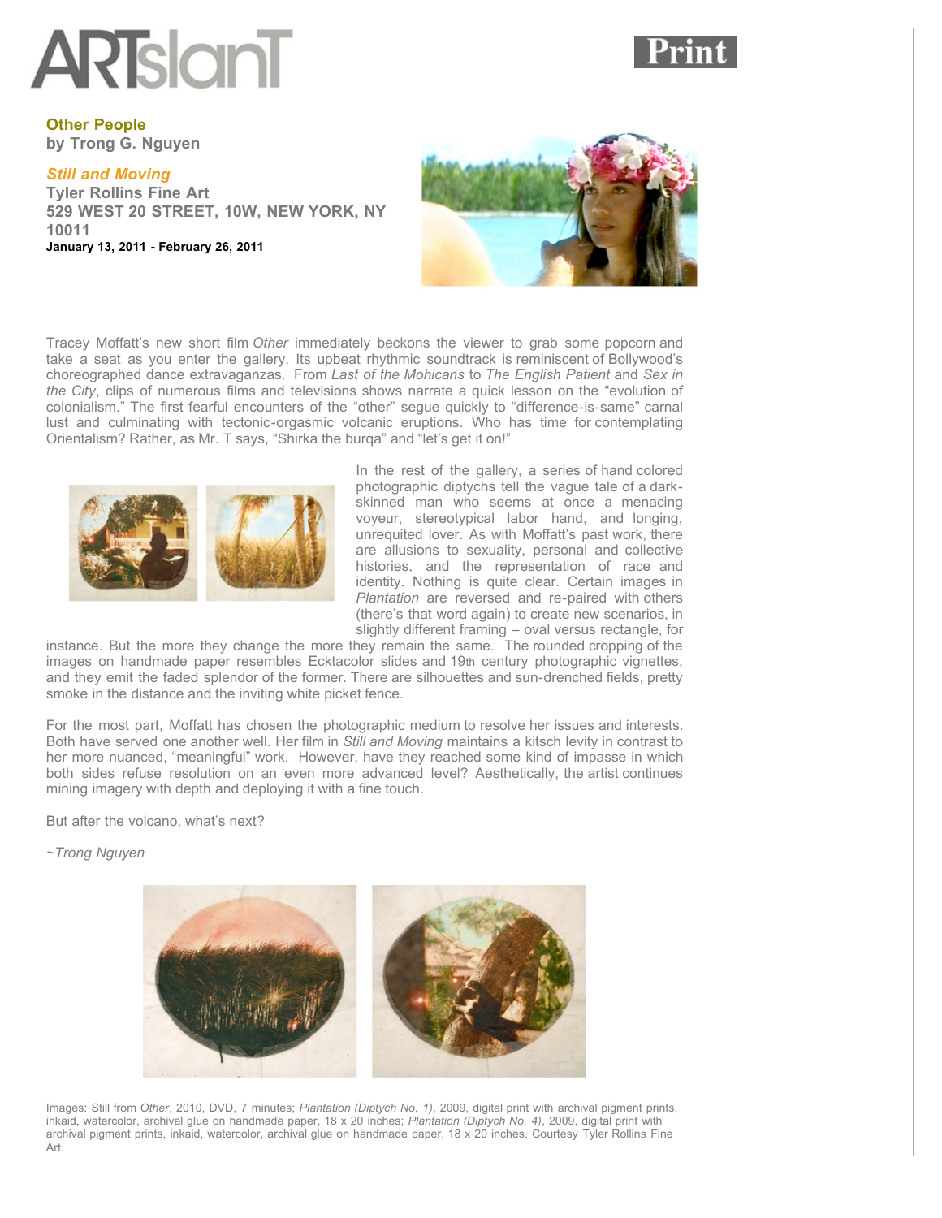# Other People

**by Trong G. Nguyen**

## *Still and Moving*

**Tyler Rollins Fine Art**
**529 WEST 20 STREET, 10W, NEW YORK, NY 10011**
**January 13, 2011 - February 26, 2011**

Tracey Moffatt's new short film *Other* immediately beckons the viewer to grab some popcorn and take a seat as you enter the gallery. Its upbeat rhythmic soundtrack is reminiscent of Bollywood's choreographed dance extravaganzas. From *Last of the Mohicans* to *The English Patient* and *Sex in the City*, clips of numerous films and televisions shows narrate a quick lesson on the "evolution of colonialism." The first fearful encounters of the "other" segue quickly to "difference-is-same" carnal lust and culminating with tectonic-orgasmic volcanic eruptions. Who has time for contemplating Orientalism? Rather, as Mr. T says, "Shirka the burqa" and "let's get it on!"

In the rest of the gallery, a series of hand colored photographic diptychs tell the vague tale of a dark-skinned man who seems at once a menacing voyeur, stereotypical labor hand, and longing, unrequited lover. As with Moffatt's past work, there are allusions to sexuality, personal and collective histories, and the representation of race and identity. Nothing is quite clear. Certain images in *Plantation* are reversed and re-paired with others (there's that word again) to create new scenarios, in slightly different framing – oval versus rectangle, for instance. But the more they change the more they remain the same. The rounded cropping of the images on handmade paper resembles Ecktacolor slides and 19th century photographic vignettes, and they emit the faded splendor of the former. There are silhouettes and sun-drenched fields, pretty smoke in the distance and the inviting white picket fence.

For the most part, Moffatt has chosen the photographic medium to resolve her issues and interests. Both have served one another well. Her film in *Still and Moving* maintains a kitsch levity in contrast to her more nuanced, "meaningful" work. However, have they reached some kind of impasse in which both sides refuse resolution on an even more advanced level? Aesthetically, the artist continues mining imagery with depth and deploying it with a fine touch.

But after the volcano, what's next?

*~Trong Nguyen*

Images: Still from *Other*, 2010, DVD, 7 minutes; *Plantation (Diptych No. 1)*, 2009, digital print with archival pigment prints, inkaid, watercolor, archival glue on handmade paper, 18 x 20 inches; *Plantation (Diptych No. 4)*, 2009, digital print with archival pigment prints, inkaid, watercolor, archival glue on handmade paper, 18 x 20 inches. Courtesy Tyler Rollins Fine Art.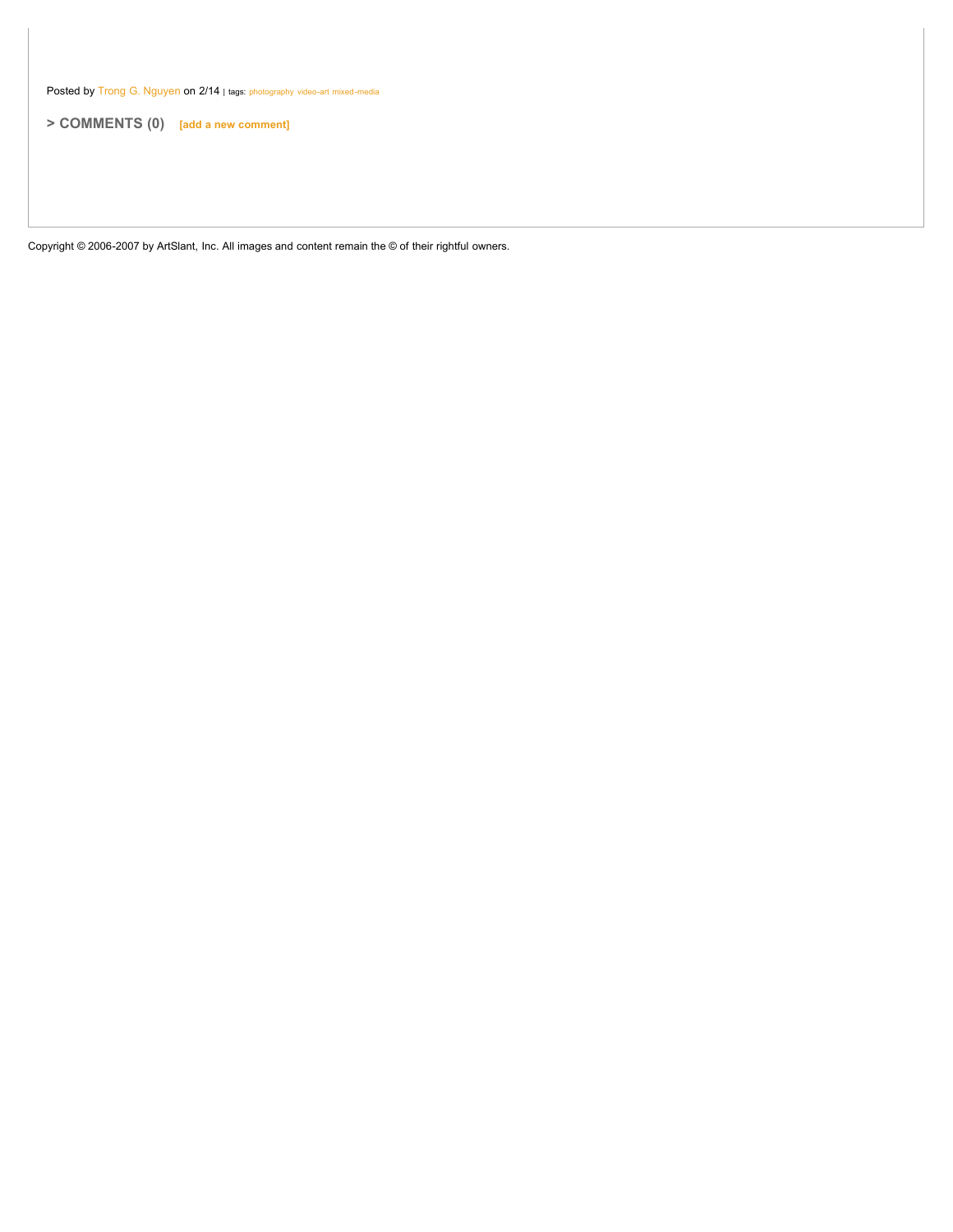Posted by Trong G. Nguyen on 2/14 | tags: photography video-art mixed-media

**> COMMENTS (0)** **[add a new comment]**

Copyright © 2006-2007 by ArtSlant, Inc. All images and content remain the © of their rightful owners.